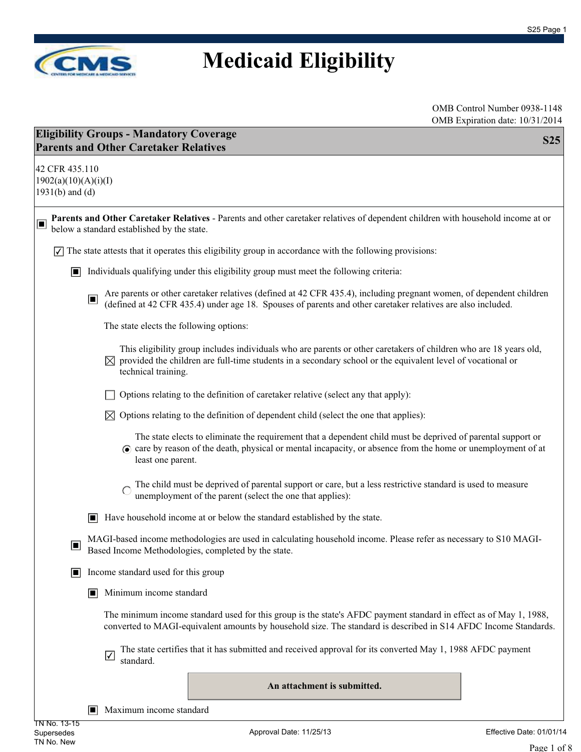# Medicaid Eligibility

OMB Control Number 0938-1148
OMB Expiration date: 10/31/2014

## Eligibility Groups - Mandatory Coverage Parents and Other Caretaker Relatives — S25

42 CFR 435.110
1902(a)(10)(A)(i)(I)
1931(b) and (d)

■ **Parents and Other Caretaker Relatives** - Parents and other caretaker relatives of dependent children with household income at or below a standard established by the state.

☑ The state attests that it operates this eligibility group in accordance with the following provisions:

- ■ Individuals qualifying under this eligibility group must meet the following criteria:

  - ■ Are parents or other caretaker relatives (defined at 42 CFR 435.4), including pregnant women, of dependent children (defined at 42 CFR 435.4) under age 18. Spouses of parents and other caretaker relatives are also included.

    The state elects the following options:

    - ☒ This eligibility group includes individuals who are parents or other caretakers of children who are 18 years old, provided the children are full-time students in a secondary school or the equivalent level of vocational or technical training.

    - ☐ Options relating to the definition of caretaker relative (select any that apply):

    - ☒ Options relating to the definition of dependent child (select the one that applies):

      - ◉ The state elects to eliminate the requirement that a dependent child must be deprived of parental support or care by reason of the death, physical or mental incapacity, or absence from the home or unemployment of at least one parent.

      - ○ The child must be deprived of parental support or care, but a less restrictive standard is used to measure unemployment of the parent (select the one that applies):

  - ■ Have household income at or below the standard established by the state.

- ■ MAGI-based income methodologies are used in calculating household income. Please refer as necessary to S10 MAGI-Based Income Methodologies, completed by the state.

- ■ Income standard used for this group

  - ■ Minimum income standard

    The minimum income standard used for this group is the state's AFDC payment standard in effect as of May 1, 1988, converted to MAGI-equivalent amounts by household size. The standard is described in S14 AFDC Income Standards.

    - ☑ The state certifies that it has submitted and received approval for its converted May 1, 1988 AFDC payment standard.

    **An attachment is submitted.**

  - ■ Maximum income standard

TN No. 13-15
Supersedes
TN No. New

Approval Date: 11/25/13

Effective Date: 01/01/14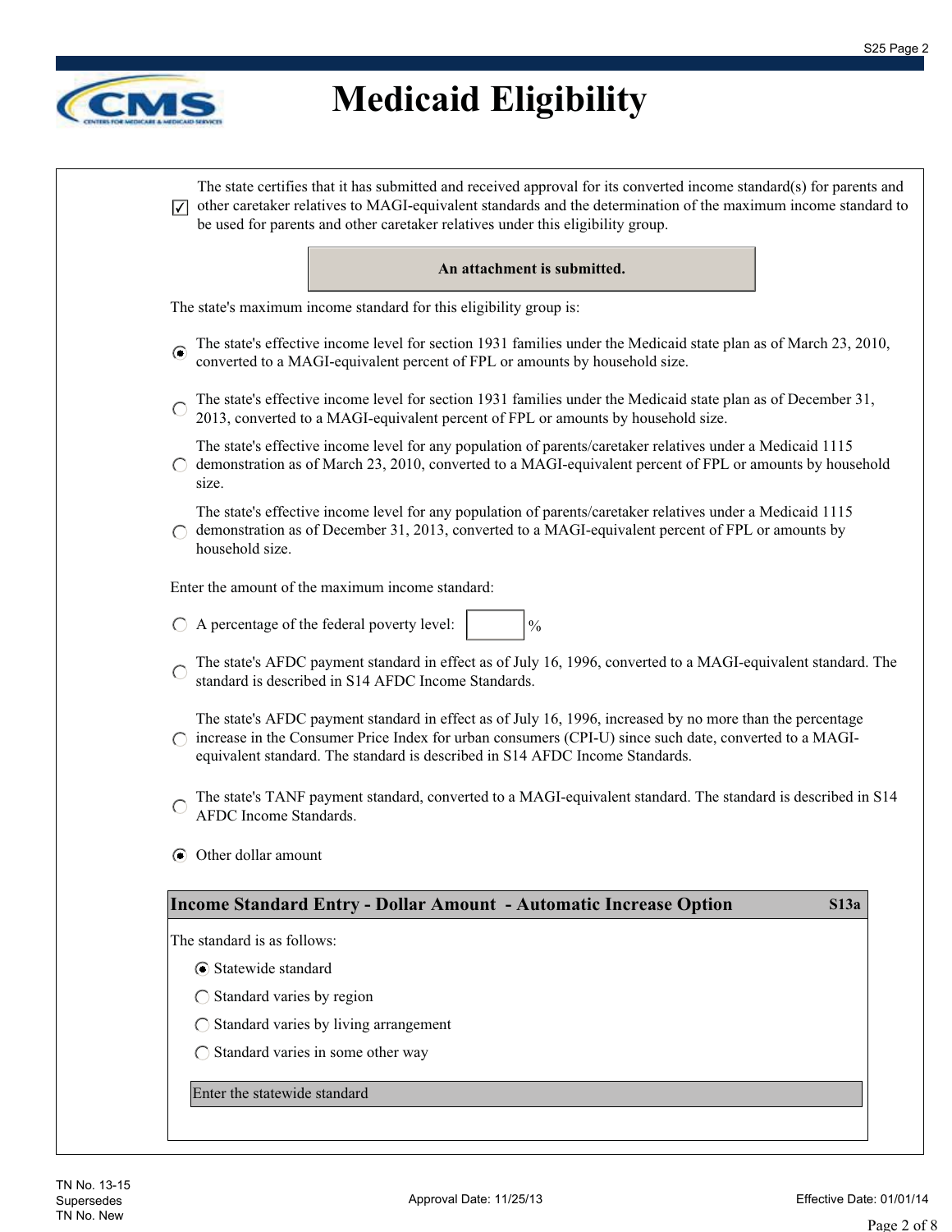# Medicaid Eligibility

- [x] The state certifies that it has submitted and received approval for its converted income standard(s) for parents and other caretaker relatives to MAGI-equivalent standards and the determination of the maximum income standard to be used for parents and other caretaker relatives under this eligibility group.

**An attachment is submitted.**

The state's maximum income standard for this eligibility group is:

- (●) The state's effective income level for section 1931 families under the Medicaid state plan as of March 23, 2010, converted to a MAGI-equivalent percent of FPL or amounts by household size.
- ( ) The state's effective income level for section 1931 families under the Medicaid state plan as of December 31, 2013, converted to a MAGI-equivalent percent of FPL or amounts by household size.
- ( ) The state's effective income level for any population of parents/caretaker relatives under a Medicaid 1115 demonstration as of March 23, 2010, converted to a MAGI-equivalent percent of FPL or amounts by household size.
- ( ) The state's effective income level for any population of parents/caretaker relatives under a Medicaid 1115 demonstration as of December 31, 2013, converted to a MAGI-equivalent percent of FPL or amounts by household size.

Enter the amount of the maximum income standard:

- ( ) A percentage of the federal poverty level: ______ %
- ( ) The state's AFDC payment standard in effect as of July 16, 1996, converted to a MAGI-equivalent standard. The standard is described in S14 AFDC Income Standards.
- ( ) The state's AFDC payment standard in effect as of July 16, 1996, increased by no more than the percentage increase in the Consumer Price Index for urban consumers (CPI-U) since such date, converted to a MAGI-equivalent standard. The standard is described in S14 AFDC Income Standards.
- ( ) The state's TANF payment standard, converted to a MAGI-equivalent standard. The standard is described in S14 AFDC Income Standards.
- (●) Other dollar amount

## Income Standard Entry - Dollar Amount - Automatic Increase Option — S13a

The standard is as follows:

- (●) Statewide standard
- ( ) Standard varies by region
- ( ) Standard varies by living arrangement
- ( ) Standard varies in some other way

Enter the statewide standard

TN No. 13-15
Supersedes
TN No. New

Approval Date: 11/25/13

Effective Date: 01/01/14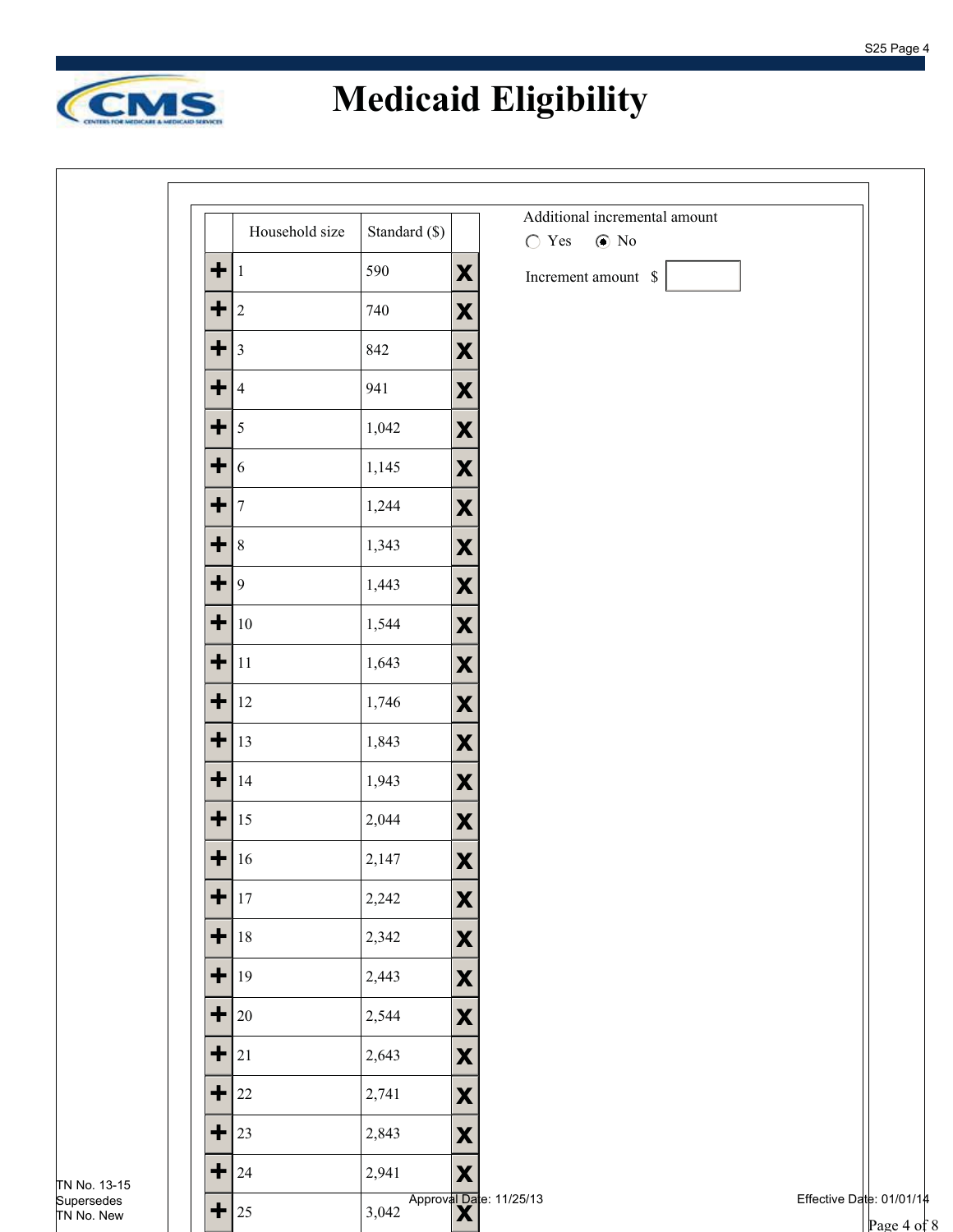# Medicaid Eligibility

| Household size | Standard ($) |
|---|---|
| 1 | 590 |
| 2 | 740 |
| 3 | 842 |
| 4 | 941 |
| 5 | 1,042 |
| 6 | 1,145 |
| 7 | 1,244 |
| 8 | 1,343 |
| 9 | 1,443 |
| 10 | 1,544 |
| 11 | 1,643 |
| 12 | 1,746 |
| 13 | 1,843 |
| 14 | 1,943 |
| 15 | 2,044 |
| 16 | 2,147 |
| 17 | 2,242 |
| 18 | 2,342 |
| 19 | 2,443 |
| 20 | 2,544 |
| 21 | 2,643 |
| 22 | 2,741 |
| 23 | 2,843 |
| 24 | 2,941 |
| 25 | 3,042 |

Additional incremental amount

◯ Yes ◉ No

Increment amount $

TN No. 13-15
Supersedes
TN No. New

Approval Date: 11/25/13

Effective Date: 01/01/14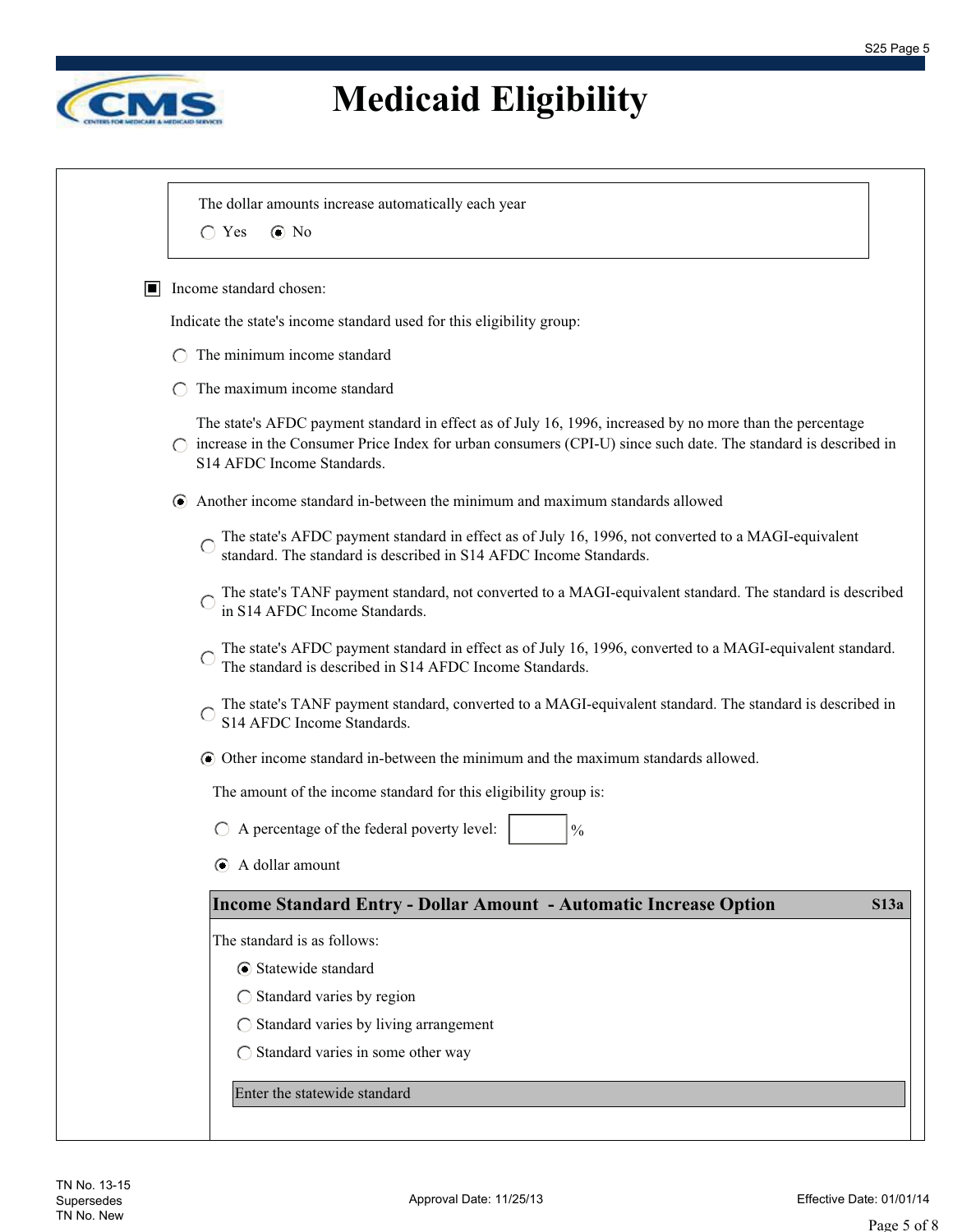# Medicaid Eligibility

The dollar amounts increase automatically each year

◯ Yes ◉ No

■ Income standard chosen:

Indicate the state's income standard used for this eligibility group:

◯ The minimum income standard

◯ The maximum income standard

◯ The state's AFDC payment standard in effect as of July 16, 1996, increased by no more than the percentage increase in the Consumer Price Index for urban consumers (CPI-U) since such date. The standard is described in S14 AFDC Income Standards.

◉ Another income standard in-between the minimum and maximum standards allowed

- ◯ The state's AFDC payment standard in effect as of July 16, 1996, not converted to a MAGI-equivalent standard. The standard is described in S14 AFDC Income Standards.
- ◯ The state's TANF payment standard, not converted to a MAGI-equivalent standard. The standard is described in S14 AFDC Income Standards.
- ◯ The state's AFDC payment standard in effect as of July 16, 1996, converted to a MAGI-equivalent standard. The standard is described in S14 AFDC Income Standards.
- ◯ The state's TANF payment standard, converted to a MAGI-equivalent standard. The standard is described in S14 AFDC Income Standards.
- ◉ Other income standard in-between the minimum and the maximum standards allowed.

The amount of the income standard for this eligibility group is:

◯ A percentage of the federal poverty level: ______ %

◉ A dollar amount

## Income Standard Entry - Dollar Amount - Automatic Increase Option S13a

The standard is as follows:

◉ Statewide standard

◯ Standard varies by region

◯ Standard varies by living arrangement

◯ Standard varies in some other way

Enter the statewide standard

TN No. 13-15
Supersedes
TN No. New

Approval Date: 11/25/13

Effective Date: 01/01/14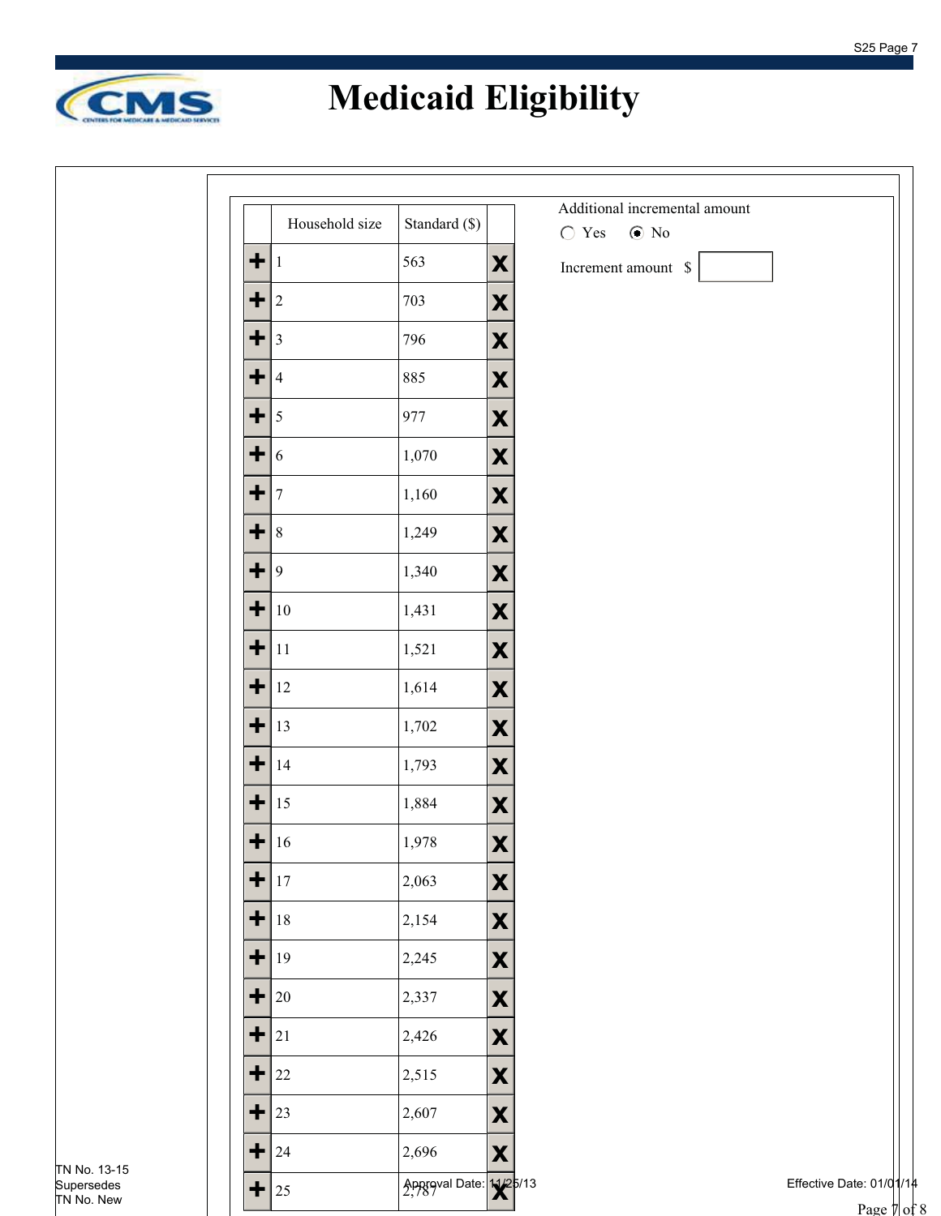# Medicaid Eligibility

| Household size | Standard ($) |
|---|---|
| 1 | 563 |
| 2 | 703 |
| 3 | 796 |
| 4 | 885 |
| 5 | 977 |
| 6 | 1,070 |
| 7 | 1,160 |
| 8 | 1,249 |
| 9 | 1,340 |
| 10 | 1,431 |
| 11 | 1,521 |
| 12 | 1,614 |
| 13 | 1,702 |
| 14 | 1,793 |
| 15 | 1,884 |
| 16 | 1,978 |
| 17 | 2,063 |
| 18 | 2,154 |
| 19 | 2,245 |
| 20 | 2,337 |
| 21 | 2,426 |
| 22 | 2,515 |
| 23 | 2,607 |
| 24 | 2,696 |
| 25 | 2,787 |

Additional incremental amount

○ Yes ● No

Increment amount $ \_\_\_\_\_\_

TN No. 13-15
Supersedes
TN No. New

Approval Date: 11/25/13

Effective Date: 01/01/14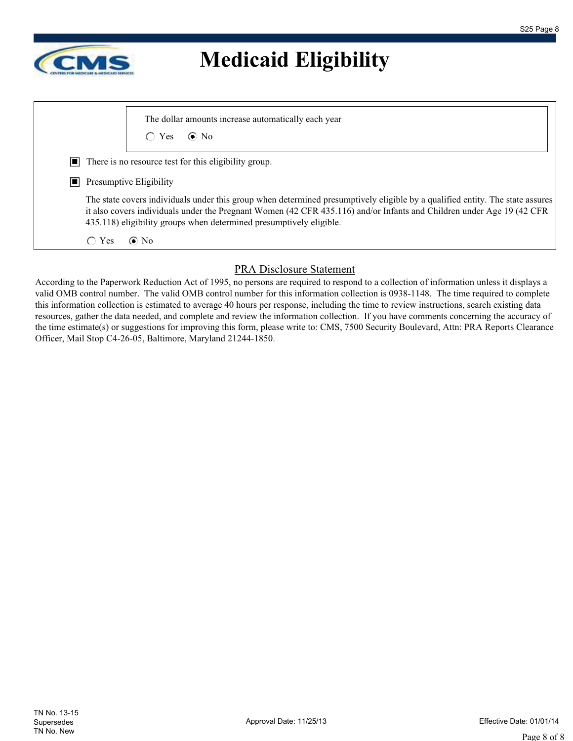# Medicaid Eligibility

The dollar amounts increase automatically each year

○ Yes ◉ No

■ There is no resource test for this eligibility group.

■ Presumptive Eligibility

The state covers individuals under this group when determined presumptively eligible by a qualified entity. The state assures it also covers individuals under the Pregnant Women (42 CFR 435.116) and/or Infants and Children under Age 19 (42 CFR 435.118) eligibility groups when determined presumptively eligible.

○ Yes ◉ No

## PRA Disclosure Statement

According to the Paperwork Reduction Act of 1995, no persons are required to respond to a collection of information unless it displays a valid OMB control number. The valid OMB control number for this information collection is 0938-1148. The time required to complete this information collection is estimated to average 40 hours per response, including the time to review instructions, search existing data resources, gather the data needed, and complete and review the information collection. If you have comments concerning the accuracy of the time estimate(s) or suggestions for improving this form, please write to: CMS, 7500 Security Boulevard, Attn: PRA Reports Clearance Officer, Mail Stop C4-26-05, Baltimore, Maryland 21244-1850.

TN No. 13-15
Supersedes
TN No. New

Approval Date: 11/25/13

Effective Date: 01/01/14